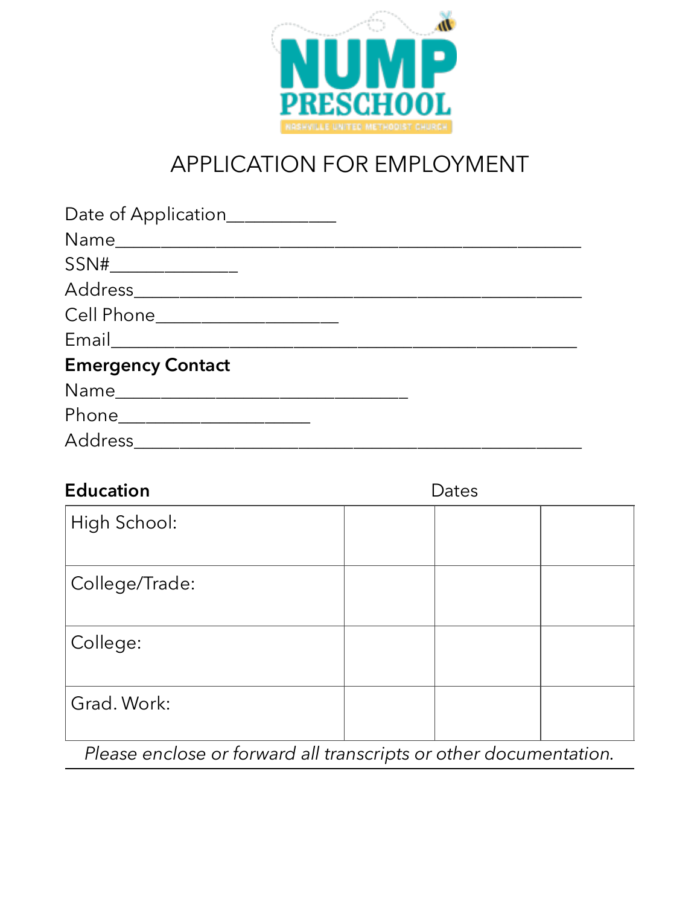# NUMP PRESCHOOL

NASHVILLE UNITED METHODIST CHURCH

## APPLICATION FOR EMPLOYMENT

Date of Application___________

Name______________________________________________

SSN#_____________

Address____________________________________________

Cell Phone__________________

Email______________________________________________

**Emergency Contact**

Name_____________________________

Phone___________________

Address____________________________________________

| **Education** | | Dates | |
|---|---|---|---|
| High School: | | | |
| College/Trade: | | | |
| College: | | | |
| Grad. Work: | | | |

*Please enclose or forward all transcripts or other documentation.*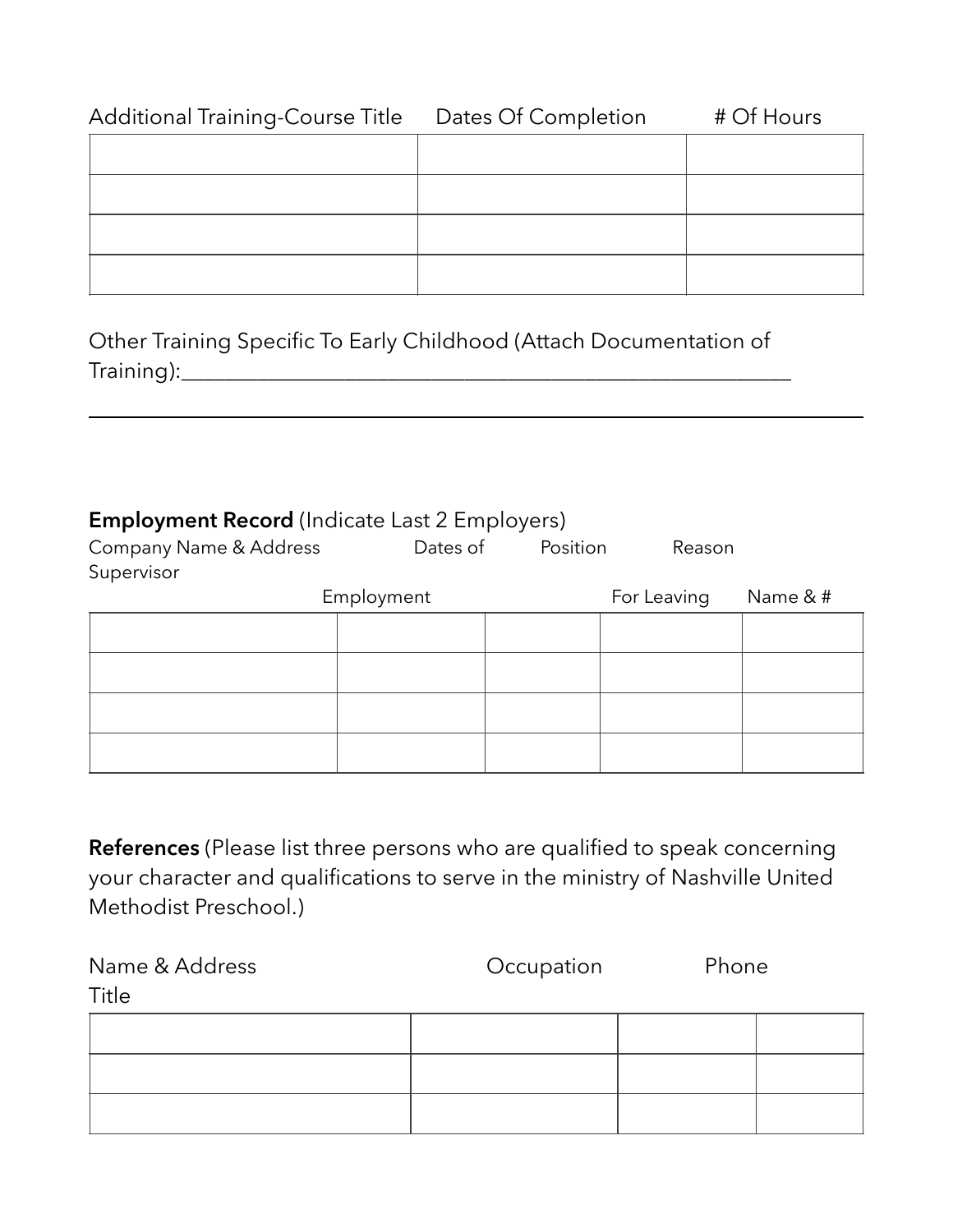| Additional Training-Course Title | Dates Of Completion | # Of Hours |
|---|---|---|
| | | |
| | | |
| | | |
| | | |

Other Training Specific To Early Childhood (Attach Documentation of Training):____________________________________________________________

______________________________________________________________________

**Employment Record** (Indicate Last 2 Employers)

| Company Name & Address | Dates of Employment | Position | Reason For Leaving | Supervisor Name & # |
|---|---|---|---|---|
| | | | | |
| | | | | |
| | | | | |
| | | | | |

**References** (Please list three persons who are qualified to speak concerning your character and qualifications to serve in the ministry of Nashville United Methodist Preschool.)

| Name & Address | Occupation | Phone | Title |
|---|---|---|---|
| | | | |
| | | | |
| | | | |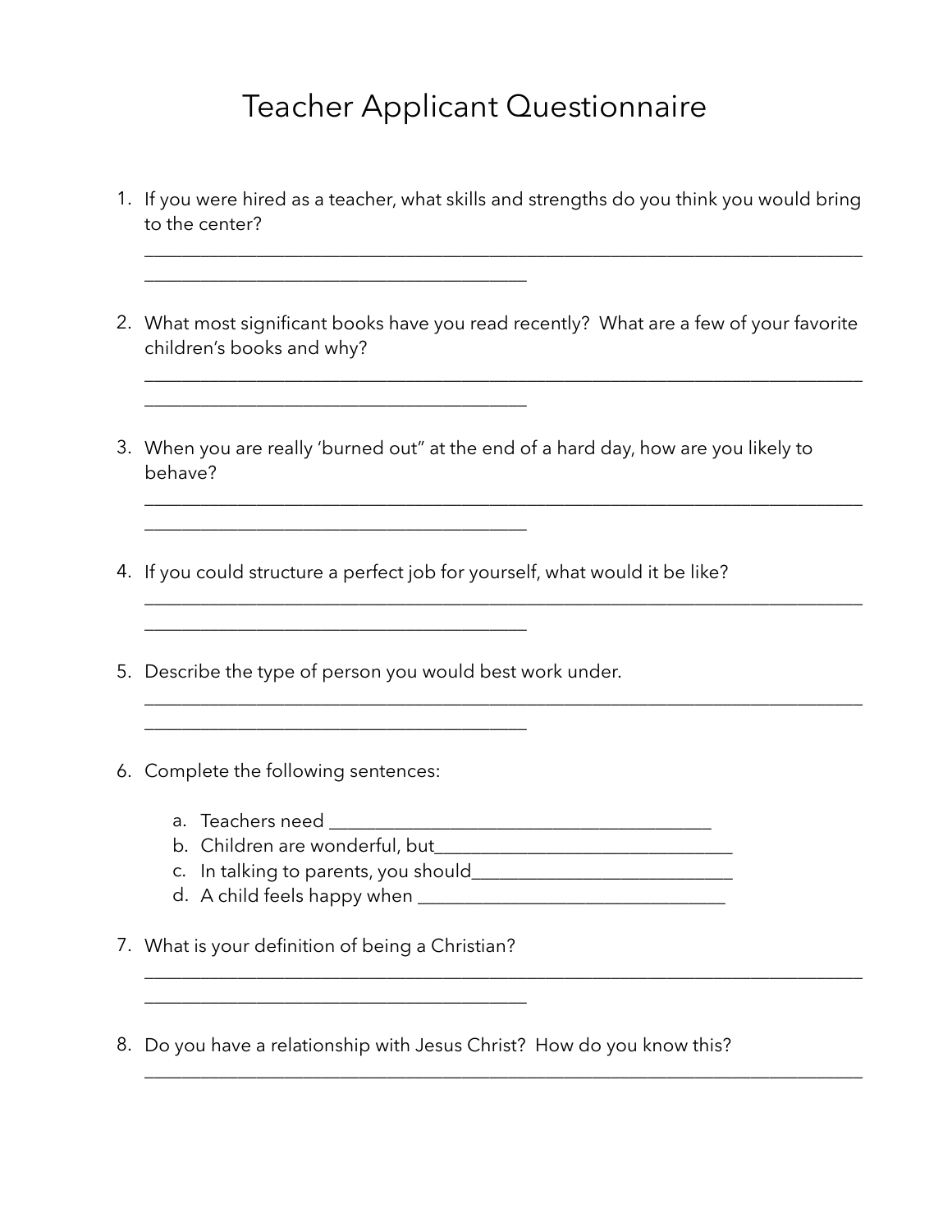# Teacher Applicant Questionnaire

1. If you were hired as a teacher, what skills and strengths do you think you would bring to the center?

   ______________________________________________________________________________
   ________________________________________

2. What most significant books have you read recently? What are a few of your favorite children's books and why?

   ______________________________________________________________________________
   ________________________________________

3. When you are really 'burned out" at the end of a hard day, how are you likely to behave?

   ______________________________________________________________________________
   ________________________________________

4. If you could structure a perfect job for yourself, what would it be like?

   ______________________________________________________________________________
   ________________________________________

5. Describe the type of person you would best work under.

   ______________________________________________________________________________
   ________________________________________

6. Complete the following sentences:

   a. Teachers need ________________________________________
   b. Children are wonderful, but________________________________
   c. In talking to parents, you should____________________________
   d. A child feels happy when ________________________________

7. What is your definition of being a Christian?

   ______________________________________________________________________________
   ________________________________________

8. Do you have a relationship with Jesus Christ? How do you know this?

   ______________________________________________________________________________